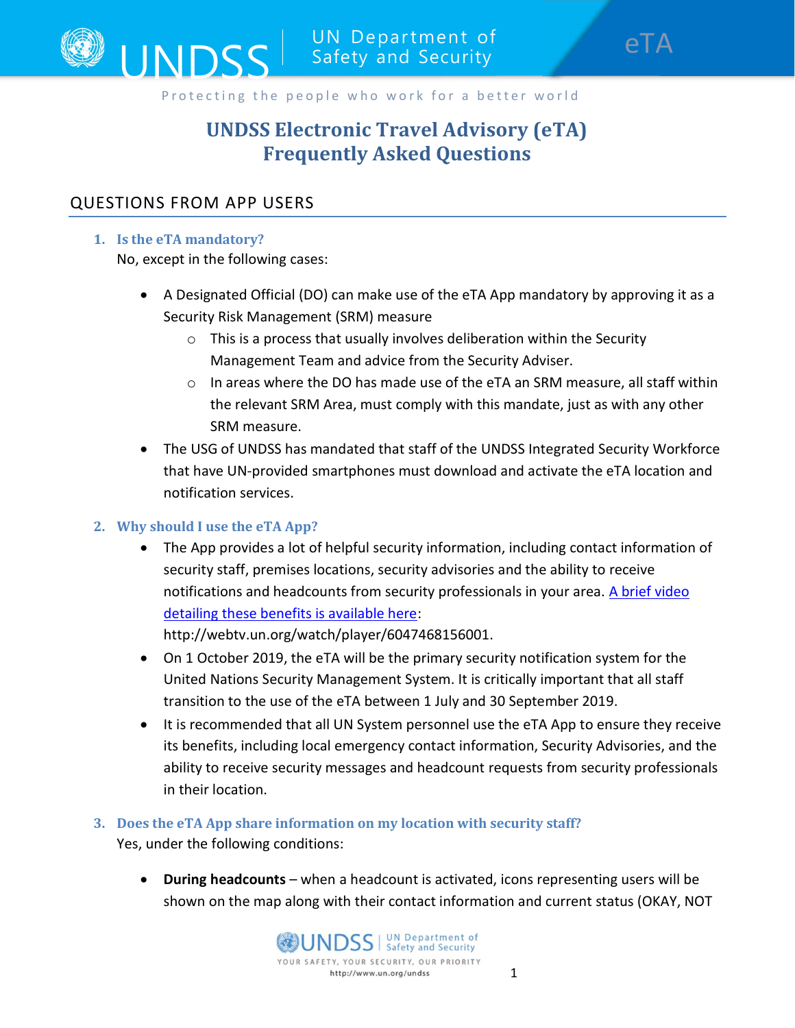# UNDSS Electronic Travel Advisory (eTA) Frequently Asked Questions

## QUESTIONS FROM APP USERS

### 1. Is the eTA mandatory?

No, except in the following cases:

- A Designated Official (DO) can make use of the eTA App mandatory by approving it as a Security Risk Management (SRM) measure
    - This is a process that usually involves deliberation within the Security Management Team and advice from the Security Adviser.
    - In areas where the DO has made use of the eTA an SRM measure, all staff within the relevant SRM Area, must comply with this mandate, just as with any other SRM measure.
- The USG of UNDSS has mandated that staff of the UNDSS Integrated Security Workforce that have UN-provided smartphones must download and activate the eTA location and notification services.

### 2. Why should I use the eTA App?

- The App provides a lot of helpful security information, including contact information of security staff, premises locations, security advisories and the ability to receive notifications and headcounts from security professionals in your area. [A brief video detailing these benefits is available here](http://webtv.un.org/watch/player/6047468156001): http://webtv.un.org/watch/player/6047468156001.
- On 1 October 2019, the eTA will be the primary security notification system for the United Nations Security Management System. It is critically important that all staff transition to the use of the eTA between 1 July and 30 September 2019.
- It is recommended that all UN System personnel use the eTA App to ensure they receive its benefits, including local emergency contact information, Security Advisories, and the ability to receive security messages and headcount requests from security professionals in their location.

### 3. Does the eTA App share information on my location with security staff?

Yes, under the following conditions:

- **During headcounts** – when a headcount is activated, icons representing users will be shown on the map along with their contact information and current status (OKAY, NOT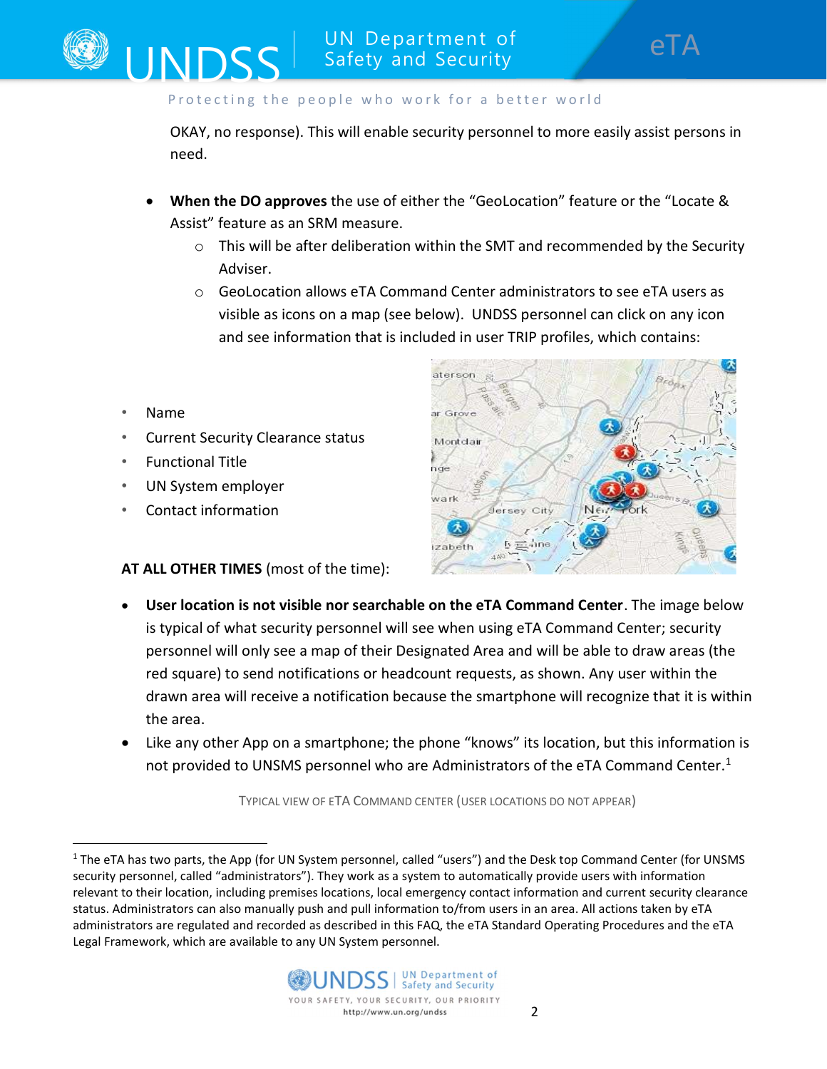OKAY, no response). This will enable security personnel to more easily assist persons in need.

- **When the DO approves** the use of either the "GeoLocation" feature or the "Locate & Assist" feature as an SRM measure.
    - This will be after deliberation within the SMT and recommended by the Security Adviser.
    - GeoLocation allows eTA Command Center administrators to see eTA users as visible as icons on a map (see below). UNDSS personnel can click on any icon and see information that is included in user TRIP profiles, which contains:

- Name
- Current Security Clearance status
- Functional Title
- UN System employer
- Contact information

**AT ALL OTHER TIMES** (most of the time):

- **User location is not visible nor searchable on the eTA Command Center**. The image below is typical of what security personnel will see when using eTA Command Center; security personnel will only see a map of their Designated Area and will be able to draw areas (the red square) to send notifications or headcount requests, as shown. Any user within the drawn area will receive a notification because the smartphone will recognize that it is within the area.
- Like any other App on a smartphone; the phone "knows" its location, but this information is not provided to UNSMS personnel who are Administrators of the eTA Command Center.[1]

TYPICAL VIEW OF ETA COMMAND CENTER (USER LOCATIONS DO NOT APPEAR)

[1] The eTA has two parts, the App (for UN System personnel, called "users") and the Desk top Command Center (for UNSMS security personnel, called "administrators"). They work as a system to automatically provide users with information relevant to their location, including premises locations, local emergency contact information and current security clearance status. Administrators can also manually push and pull information to/from users in an area. All actions taken by eTA administrators are regulated and recorded as described in this FAQ, the eTA Standard Operating Procedures and the eTA Legal Framework, which are available to any UN System personnel.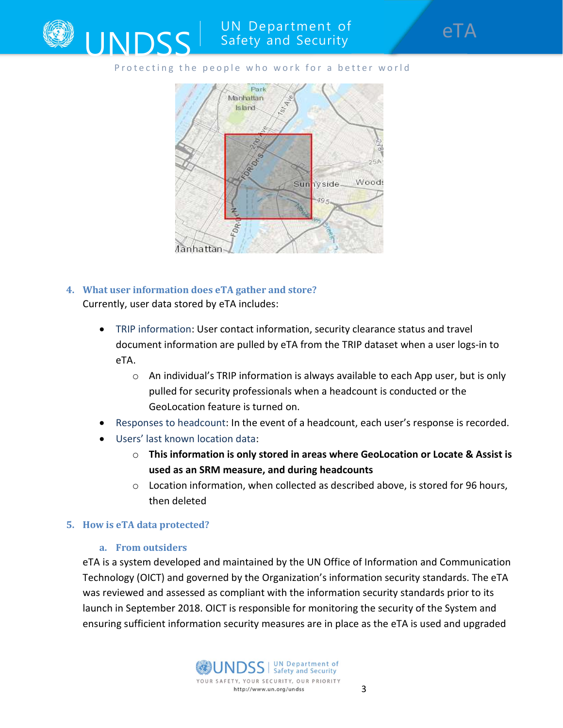## 4. What user information does eTA gather and store?

Currently, user data stored by eTA includes:

- TRIP information: User contact information, security clearance status and travel document information are pulled by eTA from the TRIP dataset when a user logs-in to eTA.
  - An individual's TRIP information is always available to each App user, but is only pulled for security professionals when a headcount is conducted or the GeoLocation feature is turned on.
- Responses to headcount: In the event of a headcount, each user's response is recorded.
- Users' last known location data:
  - **This information is only stored in areas where GeoLocation or Locate & Assist is used as an SRM measure, and during headcounts**
  - Location information, when collected as described above, is stored for 96 hours, then deleted

## 5. How is eTA data protected?

### a. From outsiders

eTA is a system developed and maintained by the UN Office of Information and Communication Technology (OICT) and governed by the Organization's information security standards. The eTA was reviewed and assessed as compliant with the information security standards prior to its launch in September 2018. OICT is responsible for monitoring the security of the System and ensuring sufficient information security measures are in place as the eTA is used and upgraded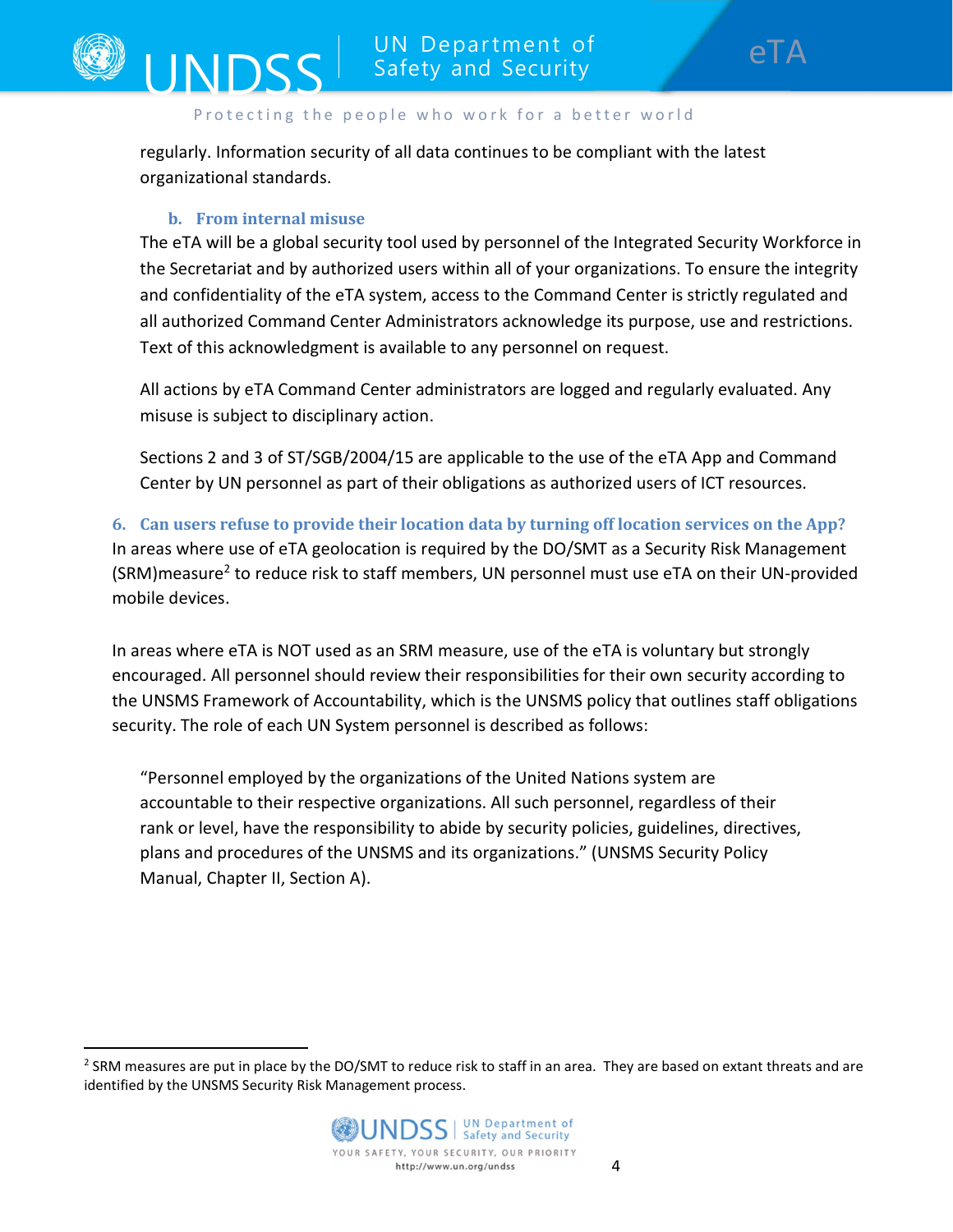regularly. Information security of all data continues to be compliant with the latest organizational standards.

### b. From internal misuse

The eTA will be a global security tool used by personnel of the Integrated Security Workforce in the Secretariat and by authorized users within all of your organizations. To ensure the integrity and confidentiality of the eTA system, access to the Command Center is strictly regulated and all authorized Command Center Administrators acknowledge its purpose, use and restrictions. Text of this acknowledgment is available to any personnel on request.

All actions by eTA Command Center administrators are logged and regularly evaluated. Any misuse is subject to disciplinary action.

Sections 2 and 3 of ST/SGB/2004/15 are applicable to the use of the eTA App and Command Center by UN personnel as part of their obligations as authorized users of ICT resources.

## 6. Can users refuse to provide their location data by turning off location services on the App?

In areas where use of eTA geolocation is required by the DO/SMT as a Security Risk Management (SRM)measure[2] to reduce risk to staff members, UN personnel must use eTA on their UN-provided mobile devices.

In areas where eTA is NOT used as an SRM measure, use of the eTA is voluntary but strongly encouraged. All personnel should review their responsibilities for their own security according to the UNSMS Framework of Accountability, which is the UNSMS policy that outlines staff obligations security. The role of each UN System personnel is described as follows:

> "Personnel employed by the organizations of the United Nations system are accountable to their respective organizations. All such personnel, regardless of their rank or level, have the responsibility to abide by security policies, guidelines, directives, plans and procedures of the UNSMS and its organizations." (UNSMS Security Policy Manual, Chapter II, Section A).

---

[2] SRM measures are put in place by the DO/SMT to reduce risk to staff in an area. They are based on extant threats and are identified by the UNSMS Security Risk Management process.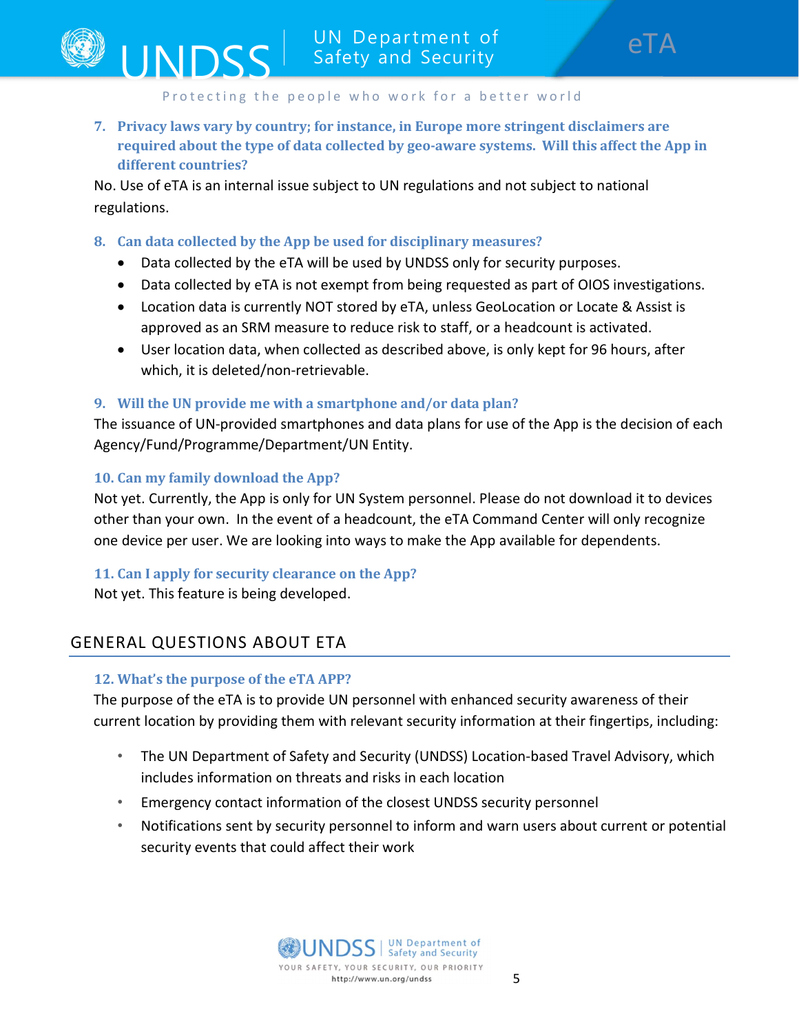### 7. Privacy laws vary by country; for instance, in Europe more stringent disclaimers are required about the type of data collected by geo-aware systems. Will this affect the App in different countries?

No. Use of eTA is an internal issue subject to UN regulations and not subject to national regulations.

### 8. Can data collected by the App be used for disciplinary measures?

- Data collected by the eTA will be used by UNDSS only for security purposes.
- Data collected by eTA is not exempt from being requested as part of OIOS investigations.
- Location data is currently NOT stored by eTA, unless GeoLocation or Locate & Assist is approved as an SRM measure to reduce risk to staff, or a headcount is activated.
- User location data, when collected as described above, is only kept for 96 hours, after which, it is deleted/non-retrievable.

### 9. Will the UN provide me with a smartphone and/or data plan?

The issuance of UN-provided smartphones and data plans for use of the App is the decision of each Agency/Fund/Programme/Department/UN Entity.

### 10. Can my family download the App?

Not yet. Currently, the App is only for UN System personnel. Please do not download it to devices other than your own. In the event of a headcount, the eTA Command Center will only recognize one device per user. We are looking into ways to make the App available for dependents.

### 11. Can I apply for security clearance on the App?

Not yet. This feature is being developed.

## GENERAL QUESTIONS ABOUT ETA

### 12. What's the purpose of the eTA APP?

The purpose of the eTA is to provide UN personnel with enhanced security awareness of their current location by providing them with relevant security information at their fingertips, including:

- The UN Department of Safety and Security (UNDSS) Location-based Travel Advisory, which includes information on threats and risks in each location
- Emergency contact information of the closest UNDSS security personnel
- Notifications sent by security personnel to inform and warn users about current or potential security events that could affect their work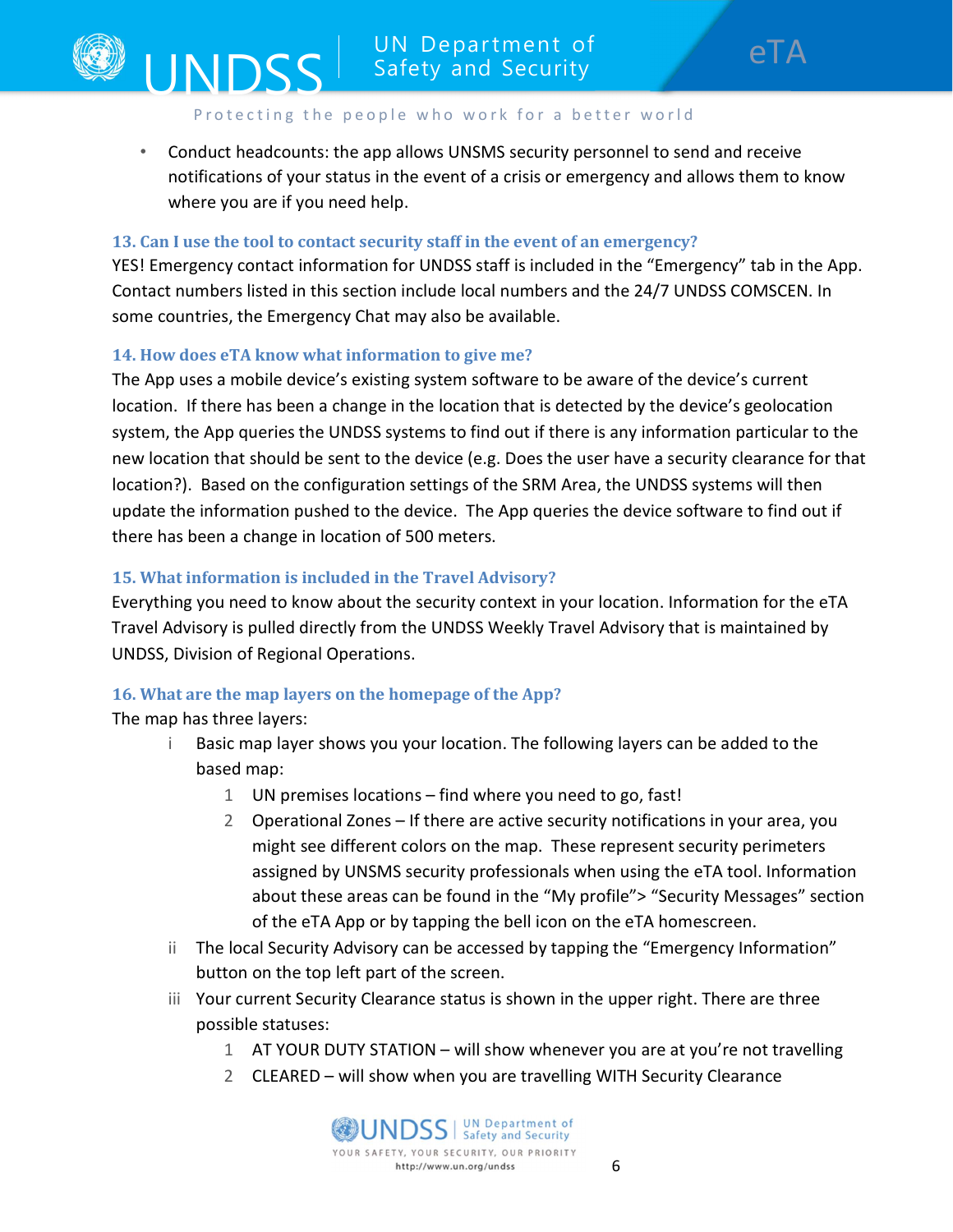- Conduct headcounts: the app allows UNSMS security personnel to send and receive notifications of your status in the event of a crisis or emergency and allows them to know where you are if you need help.

### 13. Can I use the tool to contact security staff in the event of an emergency?

YES! Emergency contact information for UNDSS staff is included in the "Emergency" tab in the App. Contact numbers listed in this section include local numbers and the 24/7 UNDSS COMSCEN. In some countries, the Emergency Chat may also be available.

### 14. How does eTA know what information to give me?

The App uses a mobile device's existing system software to be aware of the device's current location. If there has been a change in the location that is detected by the device's geolocation system, the App queries the UNDSS systems to find out if there is any information particular to the new location that should be sent to the device (e.g. Does the user have a security clearance for that location?). Based on the configuration settings of the SRM Area, the UNDSS systems will then update the information pushed to the device. The App queries the device software to find out if there has been a change in location of 500 meters.

### 15. What information is included in the Travel Advisory?

Everything you need to know about the security context in your location. Information for the eTA Travel Advisory is pulled directly from the UNDSS Weekly Travel Advisory that is maintained by UNDSS, Division of Regional Operations.

### 16. What are the map layers on the homepage of the App?

The map has three layers:

i. Basic map layer shows you your location. The following layers can be added to the based map:
   1. UN premises locations – find where you need to go, fast!
   2. Operational Zones – If there are active security notifications in your area, you might see different colors on the map. These represent security perimeters assigned by UNSMS security professionals when using the eTA tool. Information about these areas can be found in the "My profile"> "Security Messages" section of the eTA App or by tapping the bell icon on the eTA homescreen.

ii. The local Security Advisory can be accessed by tapping the "Emergency Information" button on the top left part of the screen.

iii. Your current Security Clearance status is shown in the upper right. There are three possible statuses:
   1. AT YOUR DUTY STATION – will show whenever you are at you're not travelling
   2. CLEARED – will show when you are travelling WITH Security Clearance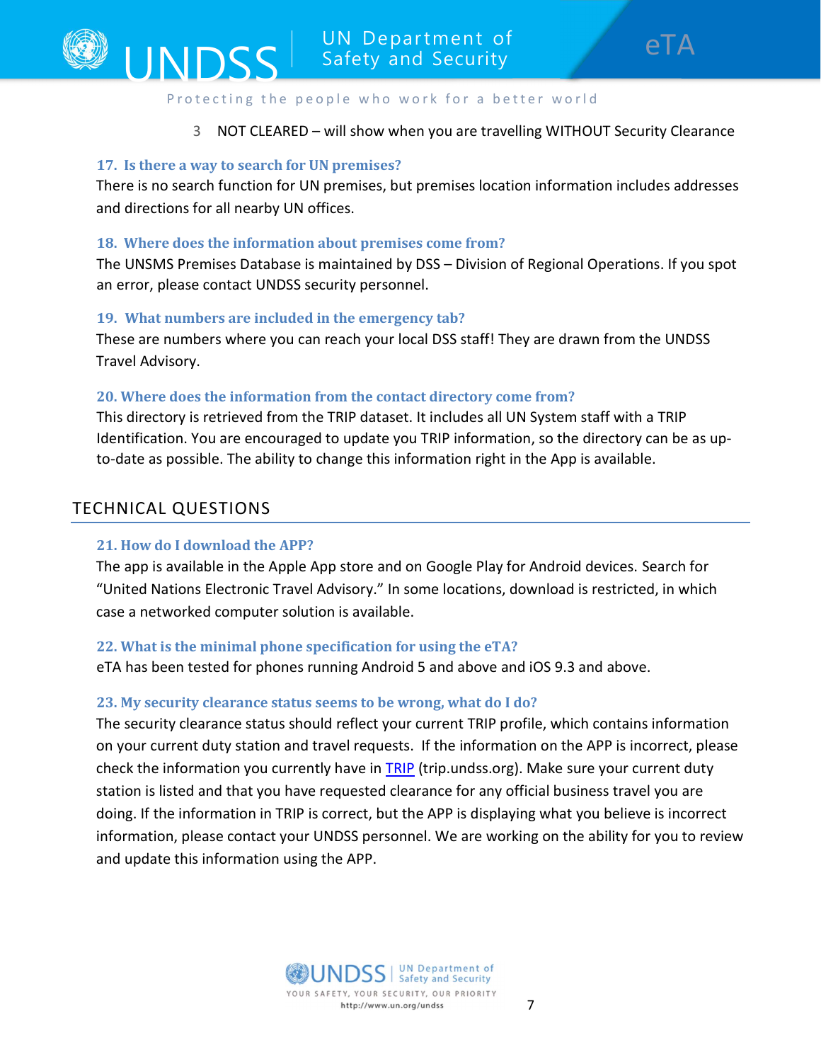3. NOT CLEARED – will show when you are travelling WITHOUT Security Clearance

### 17. Is there a way to search for UN premises?

There is no search function for UN premises, but premises location information includes addresses and directions for all nearby UN offices.

### 18. Where does the information about premises come from?

The UNSMS Premises Database is maintained by DSS – Division of Regional Operations. If you spot an error, please contact UNDSS security personnel.

### 19. What numbers are included in the emergency tab?

These are numbers where you can reach your local DSS staff! They are drawn from the UNDSS Travel Advisory.

### 20. Where does the information from the contact directory come from?

This directory is retrieved from the TRIP dataset. It includes all UN System staff with a TRIP Identification. You are encouraged to update you TRIP information, so the directory can be as up-to-date as possible. The ability to change this information right in the App is available.

## TECHNICAL QUESTIONS

### 21. How do I download the APP?

The app is available in the Apple App store and on Google Play for Android devices. Search for "United Nations Electronic Travel Advisory." In some locations, download is restricted, in which case a networked computer solution is available.

### 22. What is the minimal phone specification for using the eTA?

eTA has been tested for phones running Android 5 and above and iOS 9.3 and above.

### 23. My security clearance status seems to be wrong, what do I do?

The security clearance status should reflect your current TRIP profile, which contains information on your current duty station and travel requests. If the information on the APP is incorrect, please check the information you currently have in [TRIP](trip.undss.org) (trip.undss.org). Make sure your current duty station is listed and that you have requested clearance for any official business travel you are doing. If the information in TRIP is correct, but the APP is displaying what you believe is incorrect information, please contact your UNDSS personnel. We are working on the ability for you to review and update this information using the APP.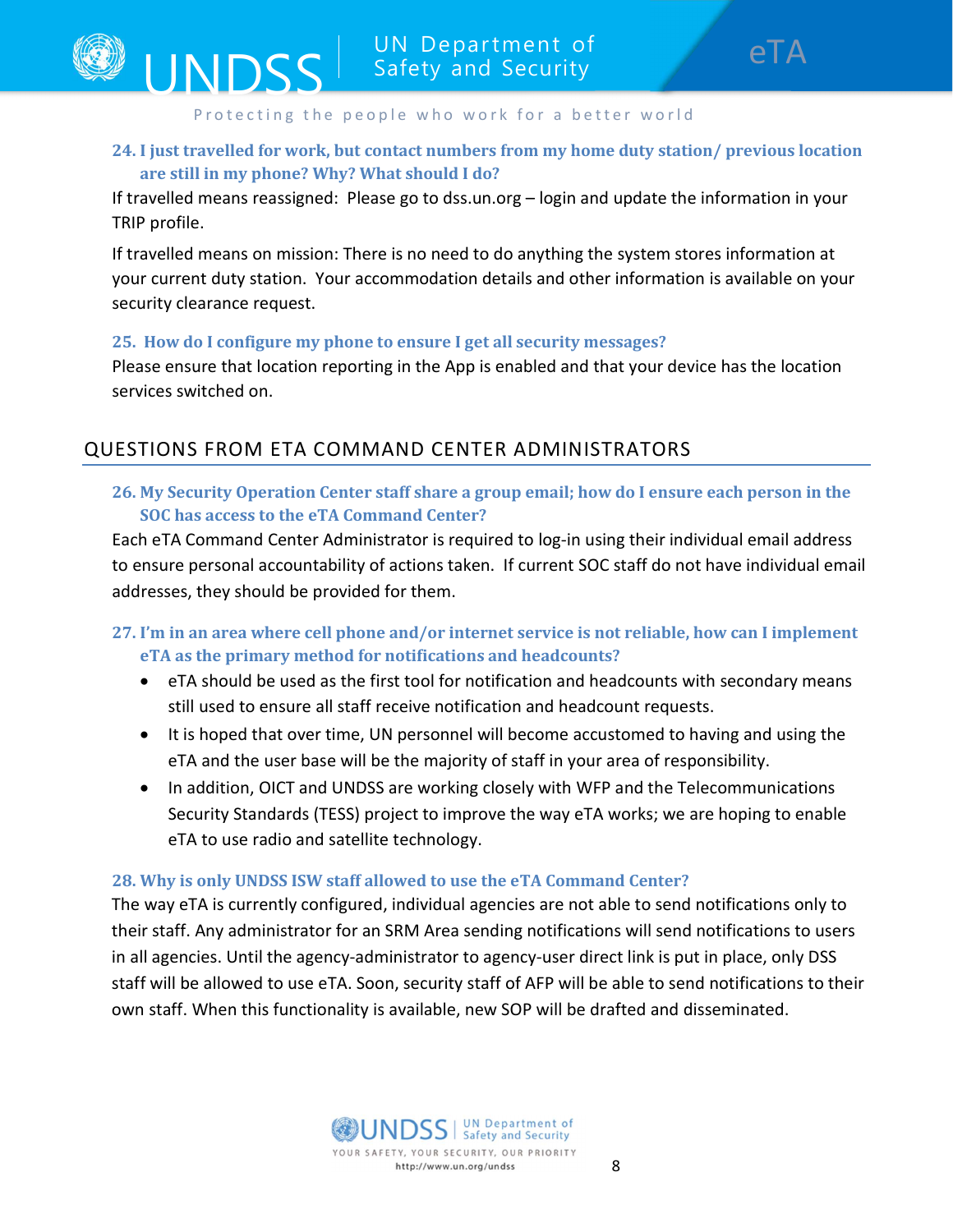### 24. I just travelled for work, but contact numbers from my home duty station/ previous location are still in my phone? Why? What should I do?

If travelled means reassigned: Please go to dss.un.org – login and update the information in your TRIP profile.

If travelled means on mission: There is no need to do anything the system stores information at your current duty station. Your accommodation details and other information is available on your security clearance request.

### 25. How do I configure my phone to ensure I get all security messages?

Please ensure that location reporting in the App is enabled and that your device has the location services switched on.

## QUESTIONS FROM ETA COMMAND CENTER ADMINISTRATORS

### 26. My Security Operation Center staff share a group email; how do I ensure each person in the SOC has access to the eTA Command Center?

Each eTA Command Center Administrator is required to log-in using their individual email address to ensure personal accountability of actions taken. If current SOC staff do not have individual email addresses, they should be provided for them.

### 27. I'm in an area where cell phone and/or internet service is not reliable, how can I implement eTA as the primary method for notifications and headcounts?

- eTA should be used as the first tool for notification and headcounts with secondary means still used to ensure all staff receive notification and headcount requests.
- It is hoped that over time, UN personnel will become accustomed to having and using the eTA and the user base will be the majority of staff in your area of responsibility.
- In addition, OICT and UNDSS are working closely with WFP and the Telecommunications Security Standards (TESS) project to improve the way eTA works; we are hoping to enable eTA to use radio and satellite technology.

### 28. Why is only UNDSS ISW staff allowed to use the eTA Command Center?

The way eTA is currently configured, individual agencies are not able to send notifications only to their staff. Any administrator for an SRM Area sending notifications will send notifications to users in all agencies. Until the agency-administrator to agency-user direct link is put in place, only DSS staff will be allowed to use eTA. Soon, security staff of AFP will be able to send notifications to their own staff. When this functionality is available, new SOP will be drafted and disseminated.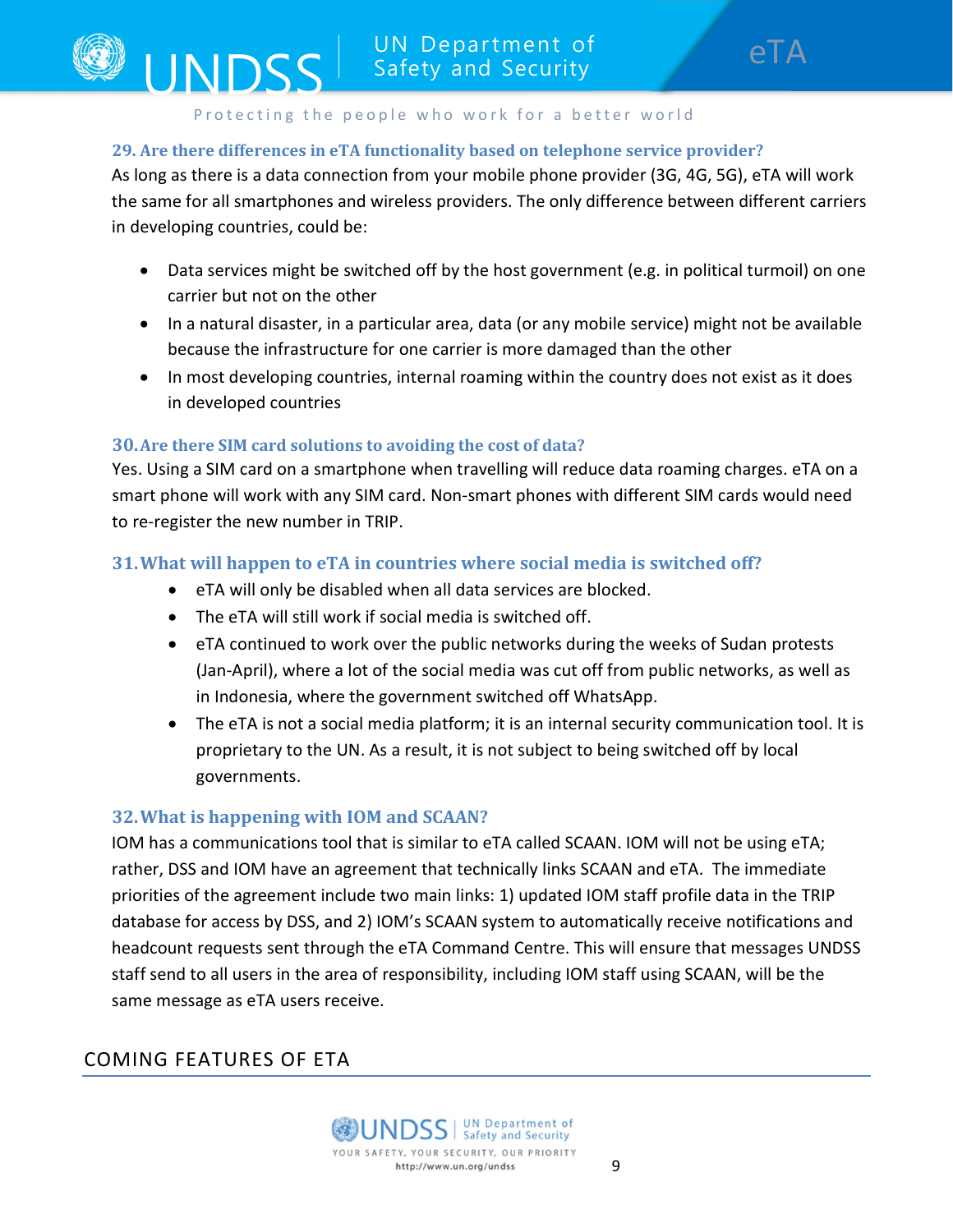### 29. Are there differences in eTA functionality based on telephone service provider?

As long as there is a data connection from your mobile phone provider (3G, 4G, 5G), eTA will work the same for all smartphones and wireless providers. The only difference between different carriers in developing countries, could be:

- Data services might be switched off by the host government (e.g. in political turmoil) on one carrier but not on the other
- In a natural disaster, in a particular area, data (or any mobile service) might not be available because the infrastructure for one carrier is more damaged than the other
- In most developing countries, internal roaming within the country does not exist as it does in developed countries

### 30. Are there SIM card solutions to avoiding the cost of data?

Yes. Using a SIM card on a smartphone when travelling will reduce data roaming charges. eTA on a smart phone will work with any SIM card. Non-smart phones with different SIM cards would need to re-register the new number in TRIP.

### 31. What will happen to eTA in countries where social media is switched off?

- eTA will only be disabled when all data services are blocked.
- The eTA will still work if social media is switched off.
- eTA continued to work over the public networks during the weeks of Sudan protests (Jan-April), where a lot of the social media was cut off from public networks, as well as in Indonesia, where the government switched off WhatsApp.
- The eTA is not a social media platform; it is an internal security communication tool. It is proprietary to the UN. As a result, it is not subject to being switched off by local governments.

### 32. What is happening with IOM and SCAAN?

IOM has a communications tool that is similar to eTA called SCAAN. IOM will not be using eTA; rather, DSS and IOM have an agreement that technically links SCAAN and eTA. The immediate priorities of the agreement include two main links: 1) updated IOM staff profile data in the TRIP database for access by DSS, and 2) IOM's SCAAN system to automatically receive notifications and headcount requests sent through the eTA Command Centre. This will ensure that messages UNDSS staff send to all users in the area of responsibility, including IOM staff using SCAAN, will be the same message as eTA users receive.

## COMING FEATURES OF ETA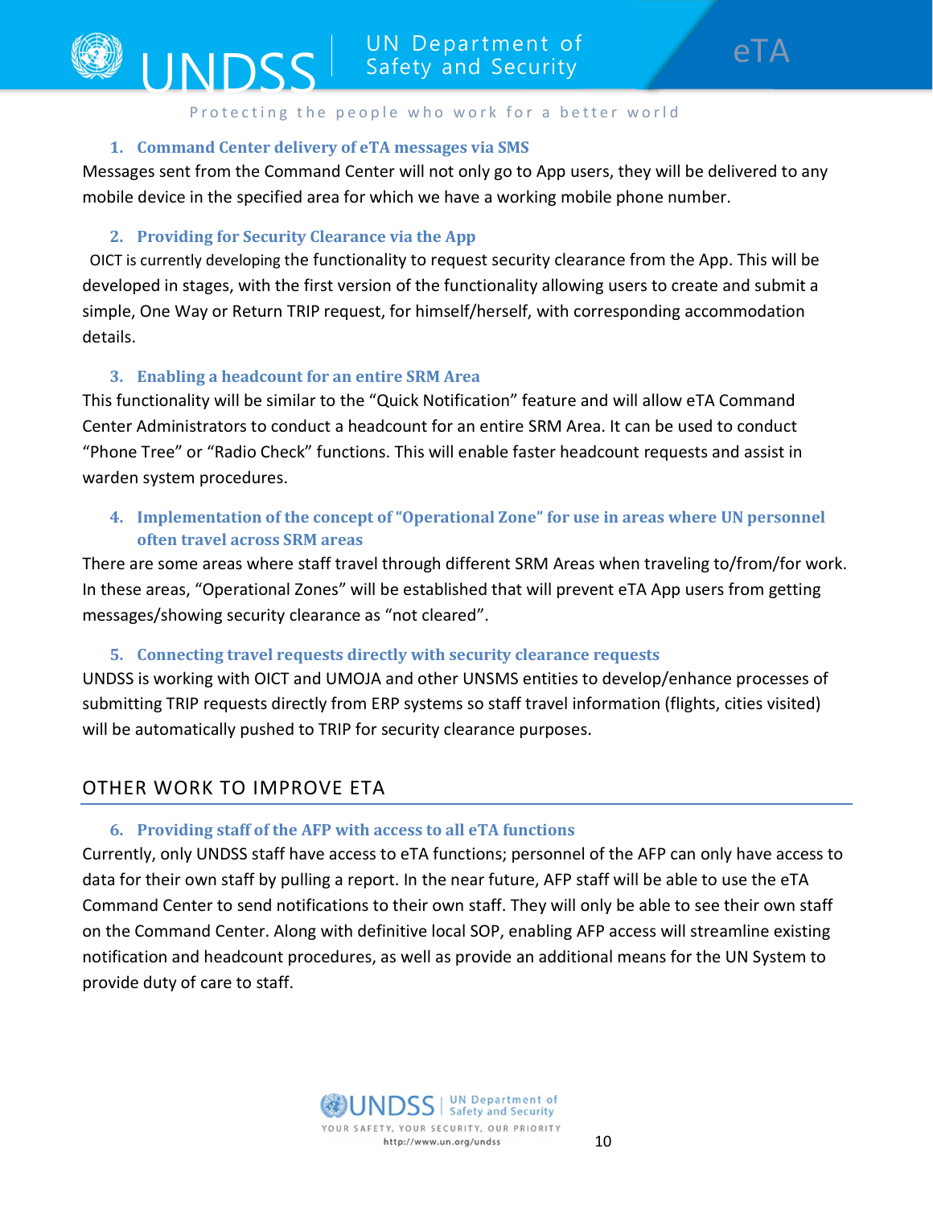### 1. Command Center delivery of eTA messages via SMS

Messages sent from the Command Center will not only go to App users, they will be delivered to any mobile device in the specified area for which we have a working mobile phone number.

### 2. Providing for Security Clearance via the App

OICT is currently developing the functionality to request security clearance from the App. This will be developed in stages, with the first version of the functionality allowing users to create and submit a simple, One Way or Return TRIP request, for himself/herself, with corresponding accommodation details.

### 3. Enabling a headcount for an entire SRM Area

This functionality will be similar to the "Quick Notification" feature and will allow eTA Command Center Administrators to conduct a headcount for an entire SRM Area. It can be used to conduct "Phone Tree" or "Radio Check" functions. This will enable faster headcount requests and assist in warden system procedures.

### 4. Implementation of the concept of "Operational Zone" for use in areas where UN personnel often travel across SRM areas

There are some areas where staff travel through different SRM Areas when traveling to/from/for work. In these areas, "Operational Zones" will be established that will prevent eTA App users from getting messages/showing security clearance as "not cleared".

### 5. Connecting travel requests directly with security clearance requests

UNDSS is working with OICT and UMOJA and other UNSMS entities to develop/enhance processes of submitting TRIP requests directly from ERP systems so staff travel information (flights, cities visited) will be automatically pushed to TRIP for security clearance purposes.

## OTHER WORK TO IMPROVE ETA

### 6. Providing staff of the AFP with access to all eTA functions

Currently, only UNDSS staff have access to eTA functions; personnel of the AFP can only have access to data for their own staff by pulling a report. In the near future, AFP staff will be able to use the eTA Command Center to send notifications to their own staff. They will only be able to see their own staff on the Command Center. Along with definitive local SOP, enabling AFP access will streamline existing notification and headcount procedures, as well as provide an additional means for the UN System to provide duty of care to staff.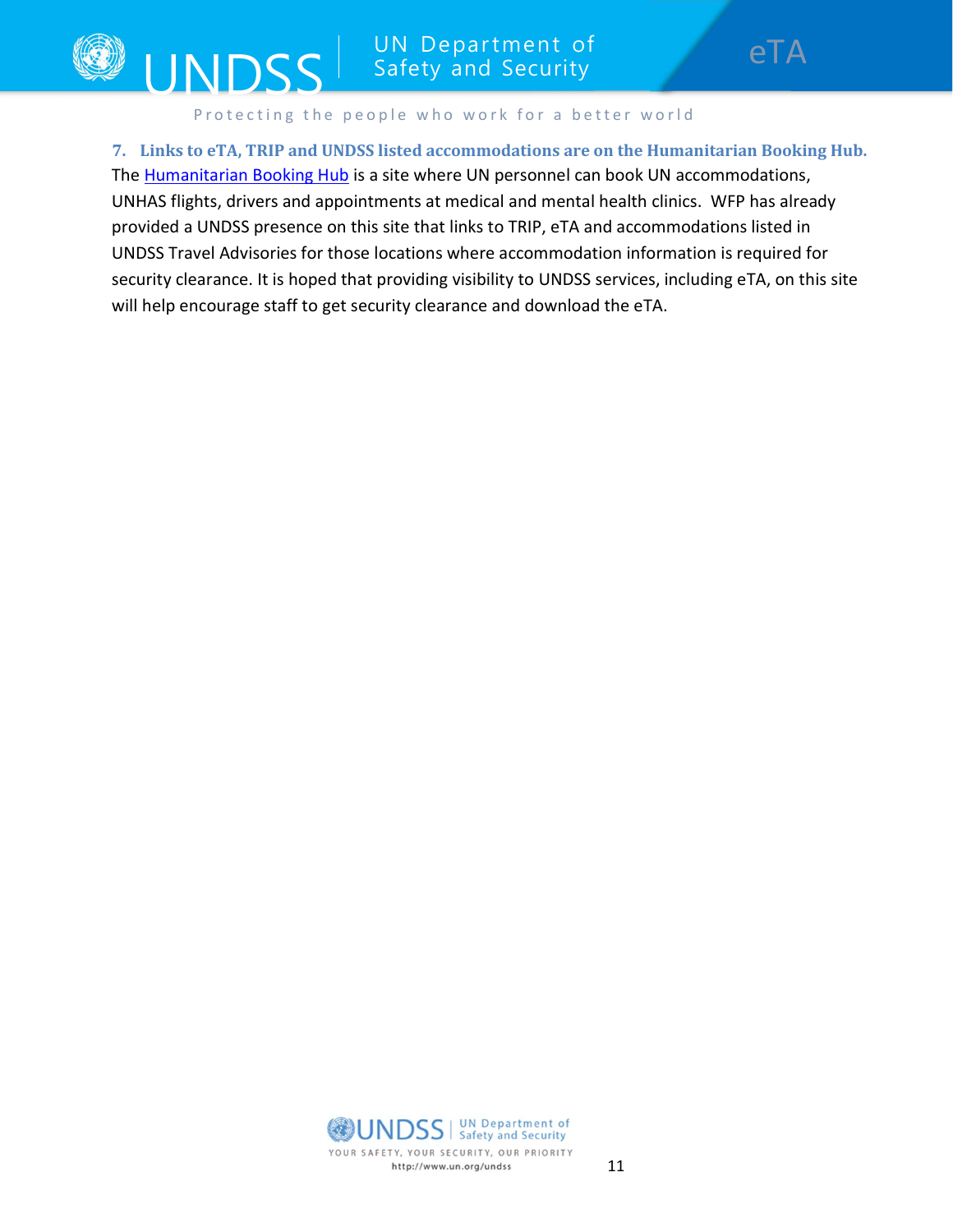### 7. Links to eTA, TRIP and UNDSS listed accommodations are on the Humanitarian Booking Hub.

The Humanitarian Booking Hub is a site where UN personnel can book UN accommodations, UNHAS flights, drivers and appointments at medical and mental health clinics. WFP has already provided a UNDSS presence on this site that links to TRIP, eTA and accommodations listed in UNDSS Travel Advisories for those locations where accommodation information is required for security clearance. It is hoped that providing visibility to UNDSS services, including eTA, on this site will help encourage staff to get security clearance and download the eTA.